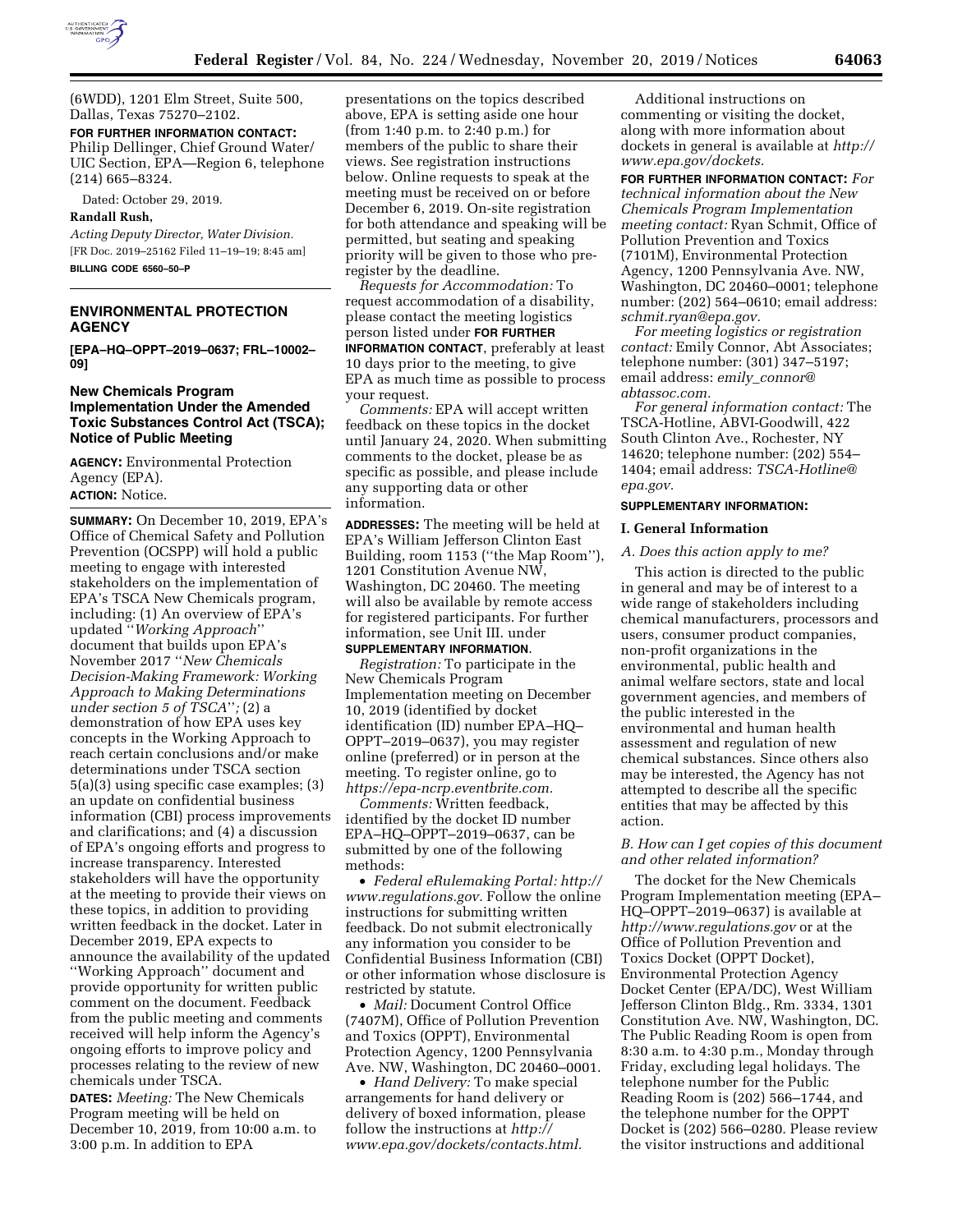(6WDD), 1201 Elm Street, Suite 500, Dallas, Texas 75270–2102.

**FOR FURTHER INFORMATION CONTACT:** Philip Dellinger, Chief Ground Water/UIC Section, EPA—Region 6, telephone (214) 665–8324.

Dated: October 29, 2019.

**Randall Rush,**

*Acting Deputy Director, Water Division.*

[FR Doc. 2019–25162 Filed 11–19–19; 8:45 am]

**BILLING CODE 6560–50–P**

---

## ENVIRONMENTAL PROTECTION AGENCY

**[EPA–HQ–OPPT–2019–0637; FRL–10002–09]**

### New Chemicals Program Implementation Under the Amended Toxic Substances Control Act (TSCA); Notice of Public Meeting

**AGENCY:** Environmental Protection Agency (EPA).

**ACTION:** Notice.

**SUMMARY:** On December 10, 2019, EPA's Office of Chemical Safety and Pollution Prevention (OCSPP) will hold a public meeting to engage with interested stakeholders on the implementation of EPA's TSCA New Chemicals program, including: (1) An overview of EPA's updated ''*Working Approach*'' document that builds upon EPA's November 2017 ''*New Chemicals Decision-Making Framework: Working Approach to Making Determinations under section 5 of TSCA*''*;* (2) a demonstration of how EPA uses key concepts in the Working Approach to reach certain conclusions and/or make determinations under TSCA section 5(a)(3) using specific case examples; (3) an update on confidential business information (CBI) process improvements and clarifications; and (4) a discussion of EPA's ongoing efforts and progress to increase transparency. Interested stakeholders will have the opportunity at the meeting to provide their views on these topics, in addition to providing written feedback in the docket. Later in December 2019, EPA expects to announce the availability of the updated ''Working Approach'' document and provide opportunity for written public comment on the document. Feedback from the public meeting and comments received will help inform the Agency's ongoing efforts to improve policy and processes relating to the review of new chemicals under TSCA.

**DATES:** *Meeting:* The New Chemicals Program meeting will be held on December 10, 2019, from 10:00 a.m. to 3:00 p.m. In addition to EPA presentations on the topics described above, EPA is setting aside one hour (from 1:40 p.m. to 2:40 p.m.) for members of the public to share their views. See registration instructions below. Online requests to speak at the meeting must be received on or before December 6, 2019. On-site registration for both attendance and speaking will be permitted, but seating and speaking priority will be given to those who pre-register by the deadline.

*Requests for Accommodation:* To request accommodation of a disability, please contact the meeting logistics person listed under **FOR FURTHER INFORMATION CONTACT**, preferably at least 10 days prior to the meeting, to give EPA as much time as possible to process your request.

*Comments:* EPA will accept written feedback on these topics in the docket until January 24, 2020. When submitting comments to the docket, please be as specific as possible, and please include any supporting data or other information.

**ADDRESSES:** The meeting will be held at EPA's William Jefferson Clinton East Building, room 1153 (''the Map Room''), 1201 Constitution Avenue NW, Washington, DC 20460. The meeting will also be available by remote access for registered participants. For further information, see Unit III. under **SUPPLEMENTARY INFORMATION**.

*Registration:* To participate in the New Chemicals Program Implementation meeting on December 10, 2019 (identified by docket identification (ID) number EPA–HQ–OPPT–2019–0637), you may register online (preferred) or in person at the meeting. To register online, go to *https://epa-ncrp.eventbrite.com.*

*Comments:* Written feedback, identified by the docket ID number EPA–HQ–OPPT–2019–0637, can be submitted by one of the following methods:

- *Federal eRulemaking Portal: http://www.regulations.gov.* Follow the online instructions for submitting written feedback. Do not submit electronically any information you consider to be Confidential Business Information (CBI) or other information whose disclosure is restricted by statute.
- *Mail:* Document Control Office (7407M), Office of Pollution Prevention and Toxics (OPPT), Environmental Protection Agency, 1200 Pennsylvania Ave. NW, Washington, DC 20460–0001.
- *Hand Delivery:* To make special arrangements for hand delivery or delivery of boxed information, please follow the instructions at *http://www.epa.gov/dockets/contacts.html.*

Additional instructions on commenting or visiting the docket, along with more information about dockets in general is available at *http://www.epa.gov/dockets.*

**FOR FURTHER INFORMATION CONTACT:** *For technical information about the New Chemicals Program Implementation meeting contact:* Ryan Schmit, Office of Pollution Prevention and Toxics (7101M), Environmental Protection Agency, 1200 Pennsylvania Ave. NW, Washington, DC 20460–0001; telephone number: (202) 564–0610; email address: *schmit.ryan@epa.gov.*

*For meeting logistics or registration contact:* Emily Connor, Abt Associates; telephone number: (301) 347–5197; email address: *emily_connor@abtassoc.com.*

*For general information contact:* The TSCA-Hotline, ABVI-Goodwill, 422 South Clinton Ave., Rochester, NY 14620; telephone number: (202) 554–1404; email address: *TSCA-Hotline@epa.gov.*

**SUPPLEMENTARY INFORMATION:**

## I. General Information

### *A. Does this action apply to me?*

This action is directed to the public in general and may be of interest to a wide range of stakeholders including chemical manufacturers, processors and users, consumer product companies, non-profit organizations in the environmental, public health and animal welfare sectors, state and local government agencies, and members of the public interested in the environmental and human health assessment and regulation of new chemical substances. Since others also may be interested, the Agency has not attempted to describe all the specific entities that may be affected by this action.

### *B. How can I get copies of this document and other related information?*

The docket for the New Chemicals Program Implementation meeting (EPA–HQ–OPPT–2019–0637) is available at *http://www.regulations.gov* or at the Office of Pollution Prevention and Toxics Docket (OPPT Docket), Environmental Protection Agency Docket Center (EPA/DC), West William Jefferson Clinton Bldg., Rm. 3334, 1301 Constitution Ave. NW, Washington, DC. The Public Reading Room is open from 8:30 a.m. to 4:30 p.m., Monday through Friday, excluding legal holidays. The telephone number for the Public Reading Room is (202) 566–1744, and the telephone number for the OPPT Docket is (202) 566–0280. Please review the visitor instructions and additional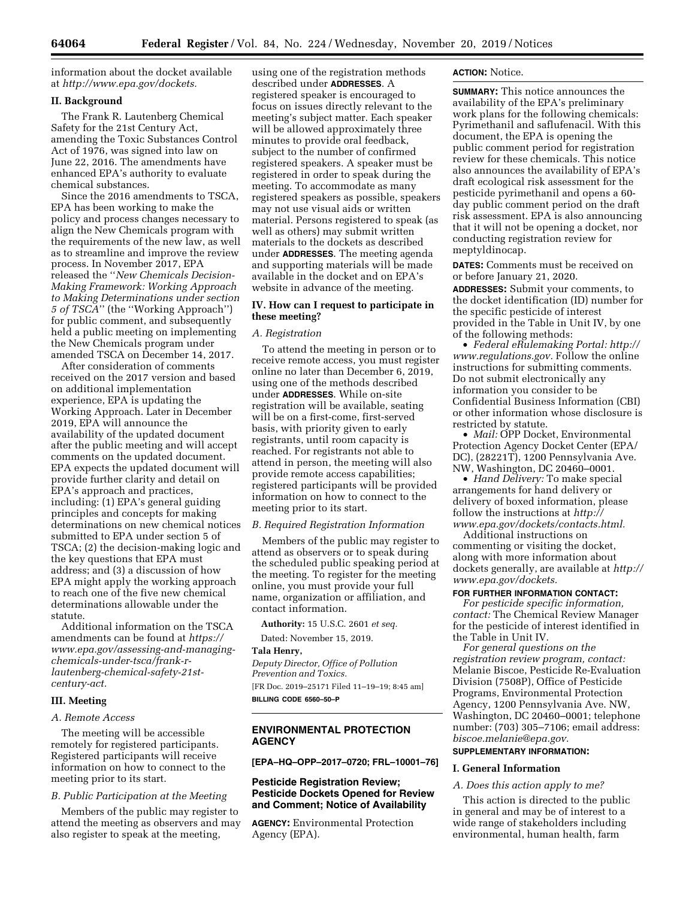information about the docket available at *http://www.epa.gov/dockets.*

## II. Background

The Frank R. Lautenberg Chemical Safety for the 21st Century Act, amending the Toxic Substances Control Act of 1976, was signed into law on June 22, 2016. The amendments have enhanced EPA's authority to evaluate chemical substances.

Since the 2016 amendments to TSCA, EPA has been working to make the policy and process changes necessary to align the New Chemicals program with the requirements of the new law, as well as to streamline and improve the review process. In November 2017, EPA released the ''*New Chemicals Decision-Making Framework: Working Approach to Making Determinations under section 5 of TSCA*'' (the ''Working Approach'') for public comment, and subsequently held a public meeting on implementing the New Chemicals program under amended TSCA on December 14, 2017.

After consideration of comments received on the 2017 version and based on additional implementation experience, EPA is updating the Working Approach. Later in December 2019, EPA will announce the availability of the updated document after the public meeting and will accept comments on the updated document. EPA expects the updated document will provide further clarity and detail on EPA's approach and practices, including: (1) EPA's general guiding principles and concepts for making determinations on new chemical notices submitted to EPA under section 5 of TSCA; (2) the decision-making logic and the key questions that EPA must address; and (3) a discussion of how EPA might apply the working approach to reach one of the five new chemical determinations allowable under the statute.

Additional information on the TSCA amendments can be found at *https://www.epa.gov/assessing-and-managing-chemicals-under-tsca/frank-r-lautenberg-chemical-safety-21st-century-act.*

## III. Meeting

### *A. Remote Access*

The meeting will be accessible remotely for registered participants. Registered participants will receive information on how to connect to the meeting prior to its start.

### *B. Public Participation at the Meeting*

Members of the public may register to attend the meeting as observers and may also register to speak at the meeting, using one of the registration methods described under **ADDRESSES**. A registered speaker is encouraged to focus on issues directly relevant to the meeting's subject matter. Each speaker will be allowed approximately three minutes to provide oral feedback, subject to the number of confirmed registered speakers. A speaker must be registered in order to speak during the meeting. To accommodate as many registered speakers as possible, speakers may not use visual aids or written material. Persons registered to speak (as well as others) may submit written materials to the dockets as described under **ADDRESSES**. The meeting agenda and supporting materials will be made available in the docket and on EPA's website in advance of the meeting.

## IV. How can I request to participate in these meeting?

### *A. Registration*

To attend the meeting in person or to receive remote access, you must register online no later than December 6, 2019, using one of the methods described under **ADDRESSES**. While on-site registration will be available, seating will be on a first-come, first-served basis, with priority given to early registrants, until room capacity is reached. For registrants not able to attend in person, the meeting will also provide remote access capabilities; registered participants will be provided information on how to connect to the meeting prior to its start.

### *B. Required Registration Information*

Members of the public may register to attend as observers or to speak during the scheduled public speaking period at the meeting. To register for the meeting online, you must provide your full name, organization or affiliation, and contact information.

**Authority:** 15 U.S.C. 2601 *et seq.*

Dated: November 15, 2019.

**Tala Henry,**

*Deputy Director, Office of Pollution Prevention and Toxics.*

[FR Doc. 2019–25171 Filed 11–19–19; 8:45 am]

**BILLING CODE 6560–50–P**

---

# ENVIRONMENTAL PROTECTION AGENCY

**[EPA–HQ–OPP–2017–0720; FRL–10001–76]**

## Pesticide Registration Review; Pesticide Dockets Opened for Review and Comment; Notice of Availability

**AGENCY:** Environmental Protection Agency (EPA).

**ACTION:** Notice.

**SUMMARY:** This notice announces the availability of the EPA's preliminary work plans for the following chemicals: Pyrimethanil and saflufenacil. With this document, the EPA is opening the public comment period for registration review for these chemicals. This notice also announces the availability of EPA's draft ecological risk assessment for the pesticide pyrimethanil and opens a 60-day public comment period on the draft risk assessment. EPA is also announcing that it will not be opening a docket, nor conducting registration review for meptyldinocap.

**DATES:** Comments must be received on or before January 21, 2020.

**ADDRESSES:** Submit your comments, to the docket identification (ID) number for the specific pesticide of interest provided in the Table in Unit IV, by one of the following methods:

- *Federal eRulemaking Portal: http://www.regulations.gov.* Follow the online instructions for submitting comments. Do not submit electronically any information you consider to be Confidential Business Information (CBI) or other information whose disclosure is restricted by statute.
- *Mail:* OPP Docket, Environmental Protection Agency Docket Center (EPA/DC), (28221T), 1200 Pennsylvania Ave. NW, Washington, DC 20460–0001.
- *Hand Delivery:* To make special arrangements for hand delivery or delivery of boxed information, please follow the instructions at *http://www.epa.gov/dockets/contacts.html.*

Additional instructions on commenting or visiting the docket, along with more information about dockets generally, are available at *http://www.epa.gov/dockets.*

**FOR FURTHER INFORMATION CONTACT:**

*For pesticide specific information, contact:* The Chemical Review Manager for the pesticide of interest identified in the Table in Unit IV.

*For general questions on the registration review program, contact:* Melanie Biscoe, Pesticide Re-Evaluation Division (7508P), Office of Pesticide Programs, Environmental Protection Agency, 1200 Pennsylvania Ave. NW, Washington, DC 20460–0001; telephone number: (703) 305–7106; email address: *biscoe.melanie@epa.gov.*

**SUPPLEMENTARY INFORMATION:**

## I. General Information

### *A. Does this action apply to me?*

This action is directed to the public in general and may be of interest to a wide range of stakeholders including environmental, human health, farm